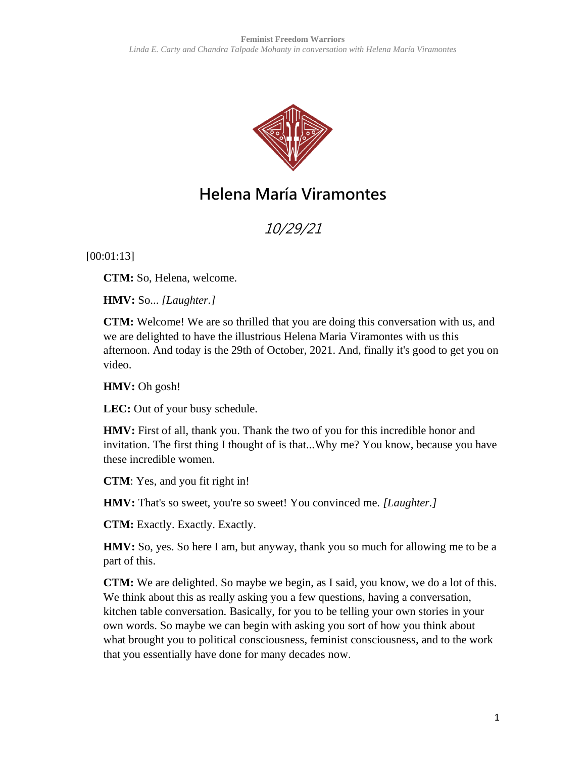# Helena María Viramontes

*10/29/21*

[00:01:13]

**CTM:** So, Helena, welcome.

**HMV:** So... *[Laughter.]*

**CTM:** Welcome! We are so thrilled that you are doing this conversation with us, and we are delighted to have the illustrious Helena Maria Viramontes with us this afternoon. And today is the 29th of October, 2021. And, finally it's good to get you on video.

**HMV:** Oh gosh!

**LEC:** Out of your busy schedule.

**HMV:** First of all, thank you. Thank the two of you for this incredible honor and invitation. The first thing I thought of is that...Why me? You know, because you have these incredible women.

**CTM**: Yes, and you fit right in!

**HMV:** That's so sweet, you're so sweet! You convinced me. *[Laughter.]*

**CTM:** Exactly. Exactly. Exactly.

**HMV:** So, yes. So here I am, but anyway, thank you so much for allowing me to be a part of this.

**CTM:** We are delighted. So maybe we begin, as I said, you know, we do a lot of this. We think about this as really asking you a few questions, having a conversation, kitchen table conversation. Basically, for you to be telling your own stories in your own words. So maybe we can begin with asking you sort of how you think about what brought you to political consciousness, feminist consciousness, and to the work that you essentially have done for many decades now.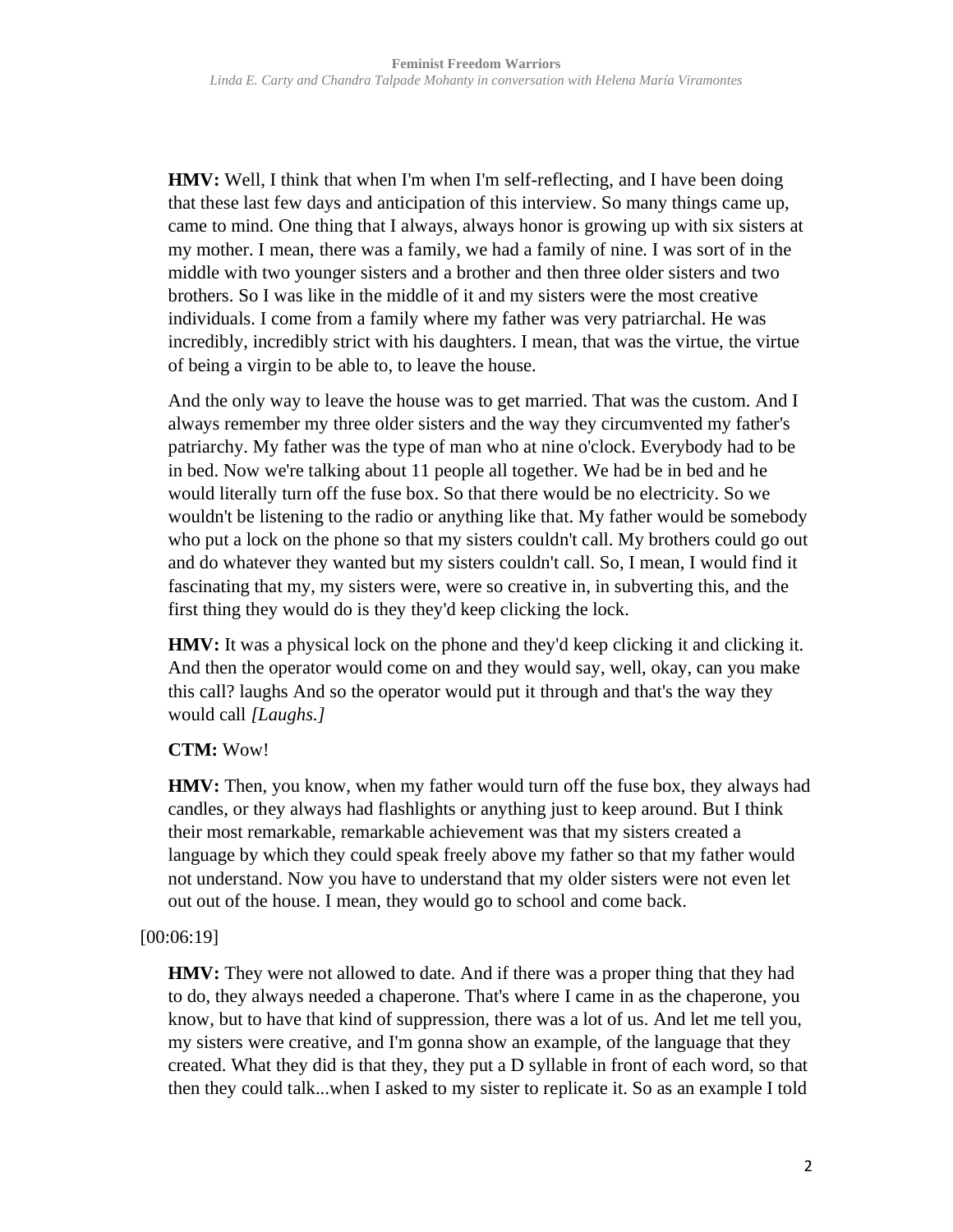**HMV:** Well, I think that when I'm when I'm self-reflecting, and I have been doing that these last few days and anticipation of this interview. So many things came up, came to mind. One thing that I always, always honor is growing up with six sisters at my mother. I mean, there was a family, we had a family of nine. I was sort of in the middle with two younger sisters and a brother and then three older sisters and two brothers. So I was like in the middle of it and my sisters were the most creative individuals. I come from a family where my father was very patriarchal. He was incredibly, incredibly strict with his daughters. I mean, that was the virtue, the virtue of being a virgin to be able to, to leave the house.

And the only way to leave the house was to get married. That was the custom. And I always remember my three older sisters and the way they circumvented my father's patriarchy. My father was the type of man who at nine o'clock. Everybody had to be in bed. Now we're talking about 11 people all together. We had be in bed and he would literally turn off the fuse box. So that there would be no electricity. So we wouldn't be listening to the radio or anything like that. My father would be somebody who put a lock on the phone so that my sisters couldn't call. My brothers could go out and do whatever they wanted but my sisters couldn't call. So, I mean, I would find it fascinating that my, my sisters were, were so creative in, in subverting this, and the first thing they would do is they they'd keep clicking the lock.

**HMV:** It was a physical lock on the phone and they'd keep clicking it and clicking it. And then the operator would come on and they would say, well, okay, can you make this call? laughs And so the operator would put it through and that's the way they would call *[Laughs.]*

**CTM:** Wow!

**HMV:** Then, you know, when my father would turn off the fuse box, they always had candles, or they always had flashlights or anything just to keep around. But I think their most remarkable, remarkable achievement was that my sisters created a language by which they could speak freely above my father so that my father would not understand. Now you have to understand that my older sisters were not even let out out of the house. I mean, they would go to school and come back.

[00:06:19]

**HMV:** They were not allowed to date. And if there was a proper thing that they had to do, they always needed a chaperone. That's where I came in as the chaperone, you know, but to have that kind of suppression, there was a lot of us. And let me tell you, my sisters were creative, and I'm gonna show an example, of the language that they created. What they did is that they, they put a D syllable in front of each word, so that then they could talk...when I asked to my sister to replicate it. So as an example I told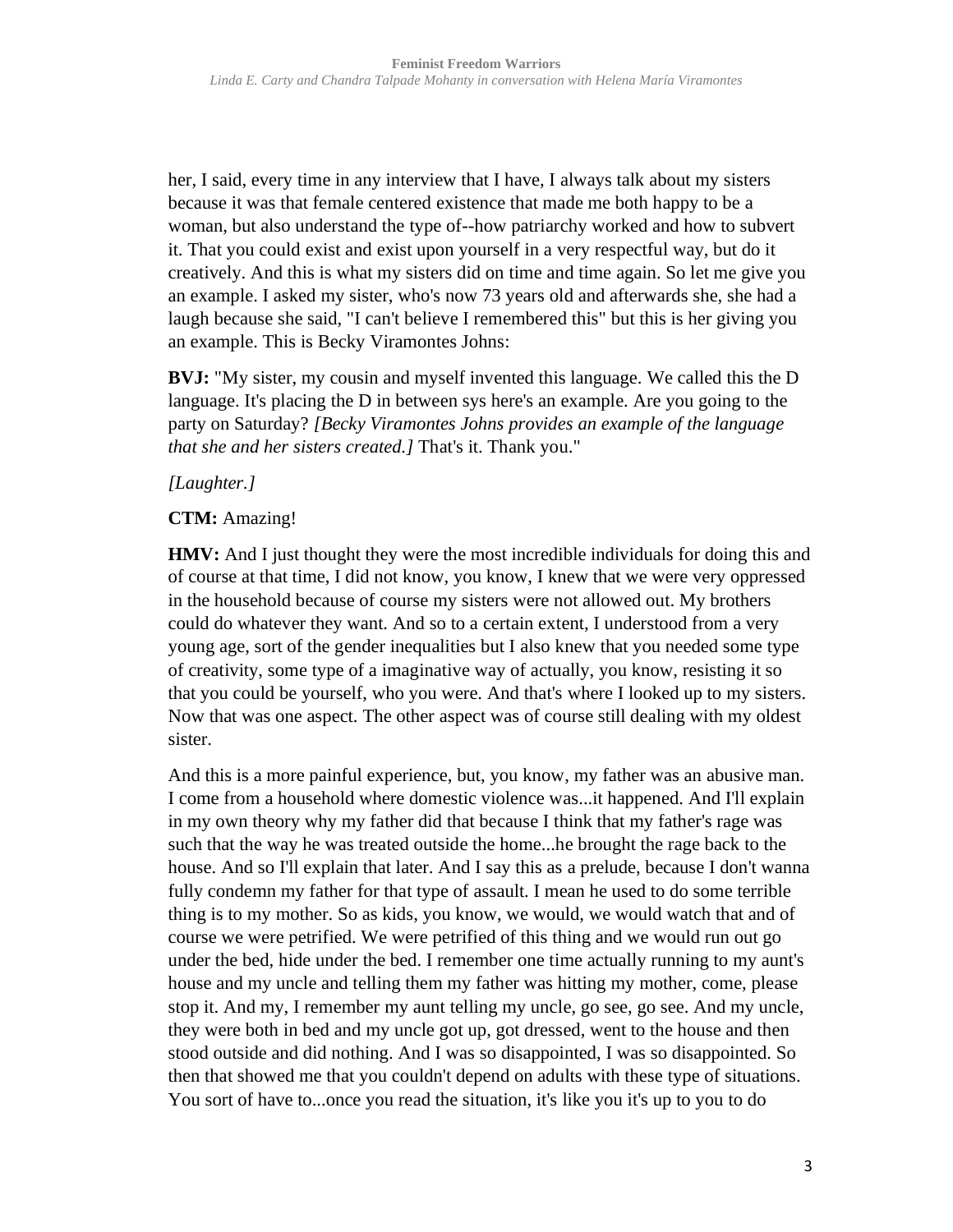her, I said, every time in any interview that I have, I always talk about my sisters because it was that female centered existence that made me both happy to be a woman, but also understand the type of--how patriarchy worked and how to subvert it. That you could exist and exist upon yourself in a very respectful way, but do it creatively. And this is what my sisters did on time and time again. So let me give you an example. I asked my sister, who's now 73 years old and afterwards she, she had a laugh because she said, "I can't believe I remembered this" but this is her giving you an example. This is Becky Viramontes Johns:

**BVJ:** "My sister, my cousin and myself invented this language. We called this the D language. It's placing the D in between sys here's an example. Are you going to the party on Saturday? *[Becky Viramontes Johns provides an example of the language that she and her sisters created.]* That's it. Thank you."

*[Laughter.]*

**CTM:** Amazing!

**HMV:** And I just thought they were the most incredible individuals for doing this and of course at that time, I did not know, you know, I knew that we were very oppressed in the household because of course my sisters were not allowed out. My brothers could do whatever they want. And so to a certain extent, I understood from a very young age, sort of the gender inequalities but I also knew that you needed some type of creativity, some type of a imaginative way of actually, you know, resisting it so that you could be yourself, who you were. And that's where I looked up to my sisters. Now that was one aspect. The other aspect was of course still dealing with my oldest sister.

And this is a more painful experience, but, you know, my father was an abusive man. I come from a household where domestic violence was...it happened. And I'll explain in my own theory why my father did that because I think that my father's rage was such that the way he was treated outside the home...he brought the rage back to the house. And so I'll explain that later. And I say this as a prelude, because I don't wanna fully condemn my father for that type of assault. I mean he used to do some terrible thing is to my mother. So as kids, you know, we would, we would watch that and of course we were petrified. We were petrified of this thing and we would run out go under the bed, hide under the bed. I remember one time actually running to my aunt's house and my uncle and telling them my father was hitting my mother, come, please stop it. And my, I remember my aunt telling my uncle, go see, go see. And my uncle, they were both in bed and my uncle got up, got dressed, went to the house and then stood outside and did nothing. And I was so disappointed, I was so disappointed. So then that showed me that you couldn't depend on adults with these type of situations. You sort of have to...once you read the situation, it's like you it's up to you to do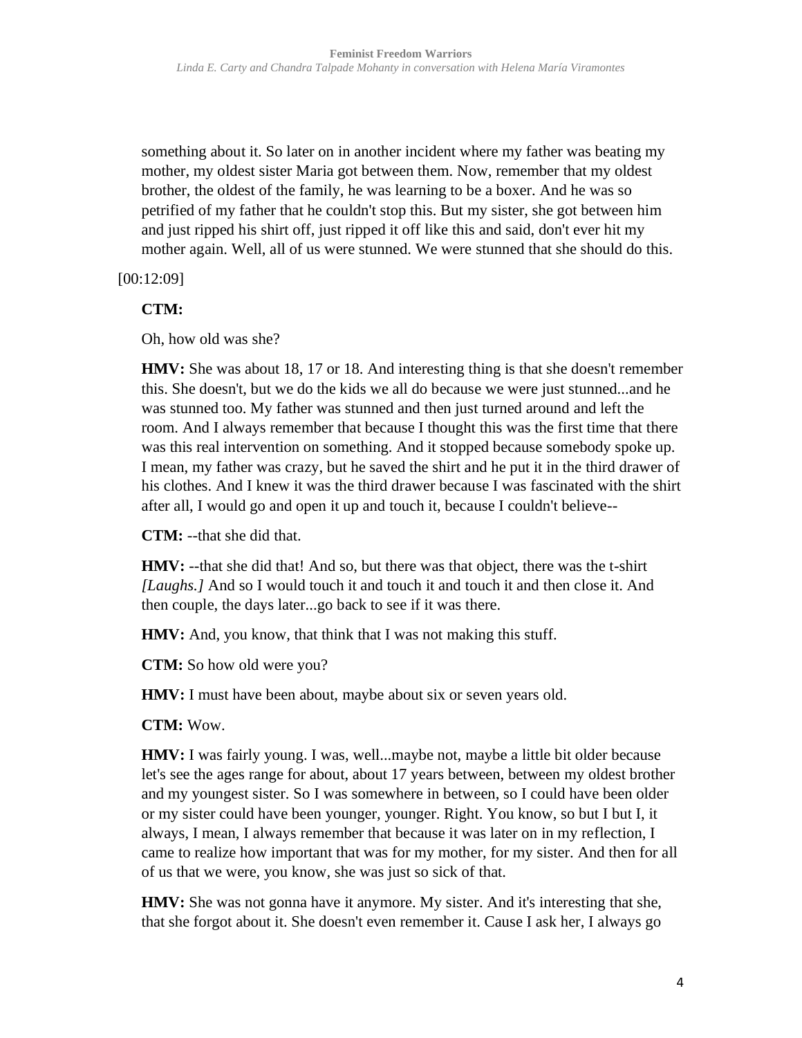something about it. So later on in another incident where my father was beating my mother, my oldest sister Maria got between them. Now, remember that my oldest brother, the oldest of the family, he was learning to be a boxer. And he was so petrified of my father that he couldn't stop this. But my sister, she got between him and just ripped his shirt off, just ripped it off like this and said, don't ever hit my mother again. Well, all of us were stunned. We were stunned that she should do this.

[00:12:09]

**CTM:**

Oh, how old was she?

**HMV:** She was about 18, 17 or 18. And interesting thing is that she doesn't remember this. She doesn't, but we do the kids we all do because we were just stunned...and he was stunned too. My father was stunned and then just turned around and left the room. And I always remember that because I thought this was the first time that there was this real intervention on something. And it stopped because somebody spoke up. I mean, my father was crazy, but he saved the shirt and he put it in the third drawer of his clothes. And I knew it was the third drawer because I was fascinated with the shirt after all, I would go and open it up and touch it, because I couldn't believe--

**CTM:** --that she did that.

**HMV:** --that she did that! And so, but there was that object, there was the t-shirt *[Laughs.]* And so I would touch it and touch it and touch it and then close it. And then couple, the days later...go back to see if it was there.

**HMV:** And, you know, that think that I was not making this stuff.

**CTM:** So how old were you?

**HMV:** I must have been about, maybe about six or seven years old.

**CTM:** Wow.

**HMV:** I was fairly young. I was, well...maybe not, maybe a little bit older because let's see the ages range for about, about 17 years between, between my oldest brother and my youngest sister. So I was somewhere in between, so I could have been older or my sister could have been younger, younger. Right. You know, so but I but I, it always, I mean, I always remember that because it was later on in my reflection, I came to realize how important that was for my mother, for my sister. And then for all of us that we were, you know, she was just so sick of that.

**HMV:** She was not gonna have it anymore. My sister. And it's interesting that she, that she forgot about it. She doesn't even remember it. Cause I ask her, I always go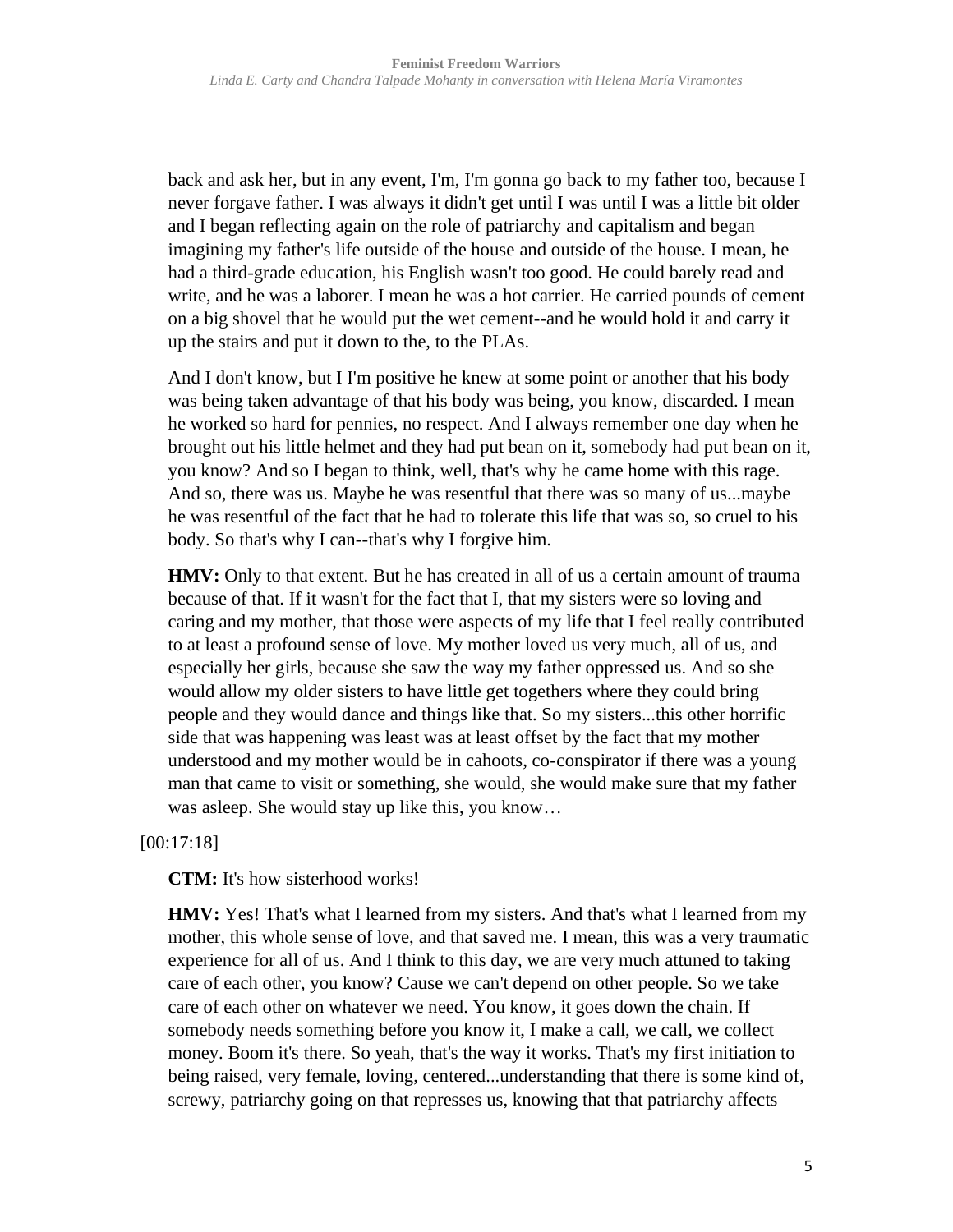back and ask her, but in any event, I'm, I'm gonna go back to my father too, because I never forgave father. I was always it didn't get until I was until I was a little bit older and I began reflecting again on the role of patriarchy and capitalism and began imagining my father's life outside of the house and outside of the house. I mean, he had a third-grade education, his English wasn't too good. He could barely read and write, and he was a laborer. I mean he was a hot carrier. He carried pounds of cement on a big shovel that he would put the wet cement--and he would hold it and carry it up the stairs and put it down to the, to the PLAs.

And I don't know, but I I'm positive he knew at some point or another that his body was being taken advantage of that his body was being, you know, discarded. I mean he worked so hard for pennies, no respect. And I always remember one day when he brought out his little helmet and they had put bean on it, somebody had put bean on it, you know? And so I began to think, well, that's why he came home with this rage. And so, there was us. Maybe he was resentful that there was so many of us...maybe he was resentful of the fact that he had to tolerate this life that was so, so cruel to his body. So that's why I can--that's why I forgive him.

**HMV:** Only to that extent. But he has created in all of us a certain amount of trauma because of that. If it wasn't for the fact that I, that my sisters were so loving and caring and my mother, that those were aspects of my life that I feel really contributed to at least a profound sense of love. My mother loved us very much, all of us, and especially her girls, because she saw the way my father oppressed us. And so she would allow my older sisters to have little get togethers where they could bring people and they would dance and things like that. So my sisters...this other horrific side that was happening was least was at least offset by the fact that my mother understood and my mother would be in cahoots, co-conspirator if there was a young man that came to visit or something, she would, she would make sure that my father was asleep. She would stay up like this, you know…

[00:17:18]

**CTM:** It's how sisterhood works!

**HMV:** Yes! That's what I learned from my sisters. And that's what I learned from my mother, this whole sense of love, and that saved me. I mean, this was a very traumatic experience for all of us. And I think to this day, we are very much attuned to taking care of each other, you know? Cause we can't depend on other people. So we take care of each other on whatever we need. You know, it goes down the chain. If somebody needs something before you know it, I make a call, we call, we collect money. Boom it's there. So yeah, that's the way it works. That's my first initiation to being raised, very female, loving, centered...understanding that there is some kind of, screwy, patriarchy going on that represses us, knowing that that patriarchy affects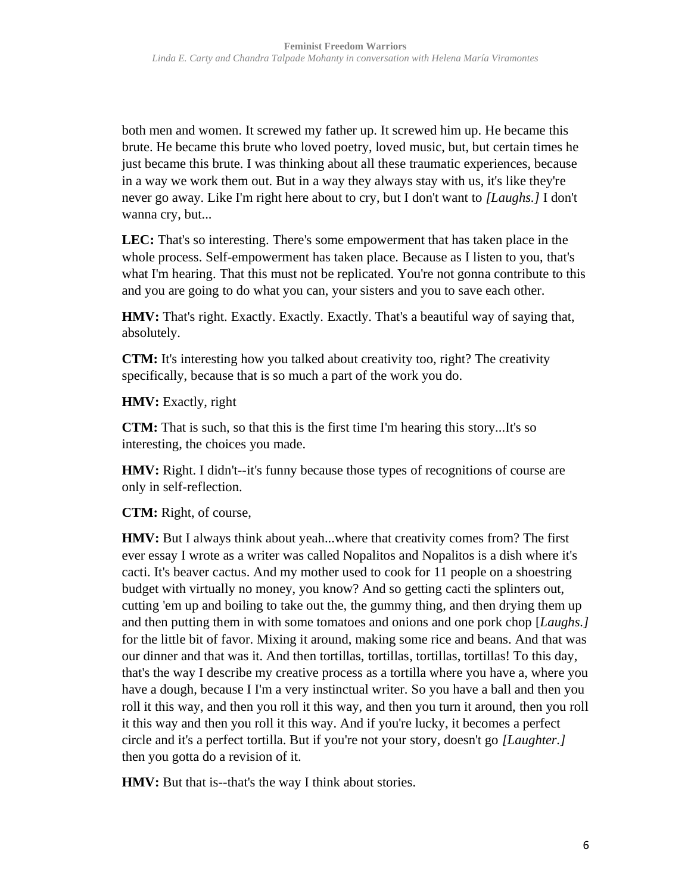both men and women. It screwed my father up. It screwed him up. He became this brute. He became this brute who loved poetry, loved music, but, but certain times he just became this brute. I was thinking about all these traumatic experiences, because in a way we work them out. But in a way they always stay with us, it's like they're never go away. Like I'm right here about to cry, but I don't want to *[Laughs.]* I don't wanna cry, but...

**LEC:** That's so interesting. There's some empowerment that has taken place in the whole process. Self-empowerment has taken place. Because as I listen to you, that's what I'm hearing. That this must not be replicated. You're not gonna contribute to this and you are going to do what you can, your sisters and you to save each other.

**HMV:** That's right. Exactly. Exactly. Exactly. That's a beautiful way of saying that, absolutely.

**CTM:** It's interesting how you talked about creativity too, right? The creativity specifically, because that is so much a part of the work you do.

**HMV:** Exactly, right

**CTM:** That is such, so that this is the first time I'm hearing this story...It's so interesting, the choices you made.

**HMV:** Right. I didn't--it's funny because those types of recognitions of course are only in self-reflection.

**CTM:** Right, of course,

**HMV:** But I always think about yeah...where that creativity comes from? The first ever essay I wrote as a writer was called Nopalitos and Nopalitos is a dish where it's cacti. It's beaver cactus. And my mother used to cook for 11 people on a shoestring budget with virtually no money, you know? And so getting cacti the splinters out, cutting 'em up and boiling to take out the, the gummy thing, and then drying them up and then putting them in with some tomatoes and onions and one pork chop [*Laughs.]* for the little bit of favor. Mixing it around, making some rice and beans. And that was our dinner and that was it. And then tortillas, tortillas, tortillas, tortillas! To this day, that's the way I describe my creative process as a tortilla where you have a, where you have a dough, because I I'm a very instinctual writer. So you have a ball and then you roll it this way, and then you roll it this way, and then you turn it around, then you roll it this way and then you roll it this way. And if you're lucky, it becomes a perfect circle and it's a perfect tortilla. But if you're not your story, doesn't go *[Laughter.]* then you gotta do a revision of it.

**HMV:** But that is--that's the way I think about stories.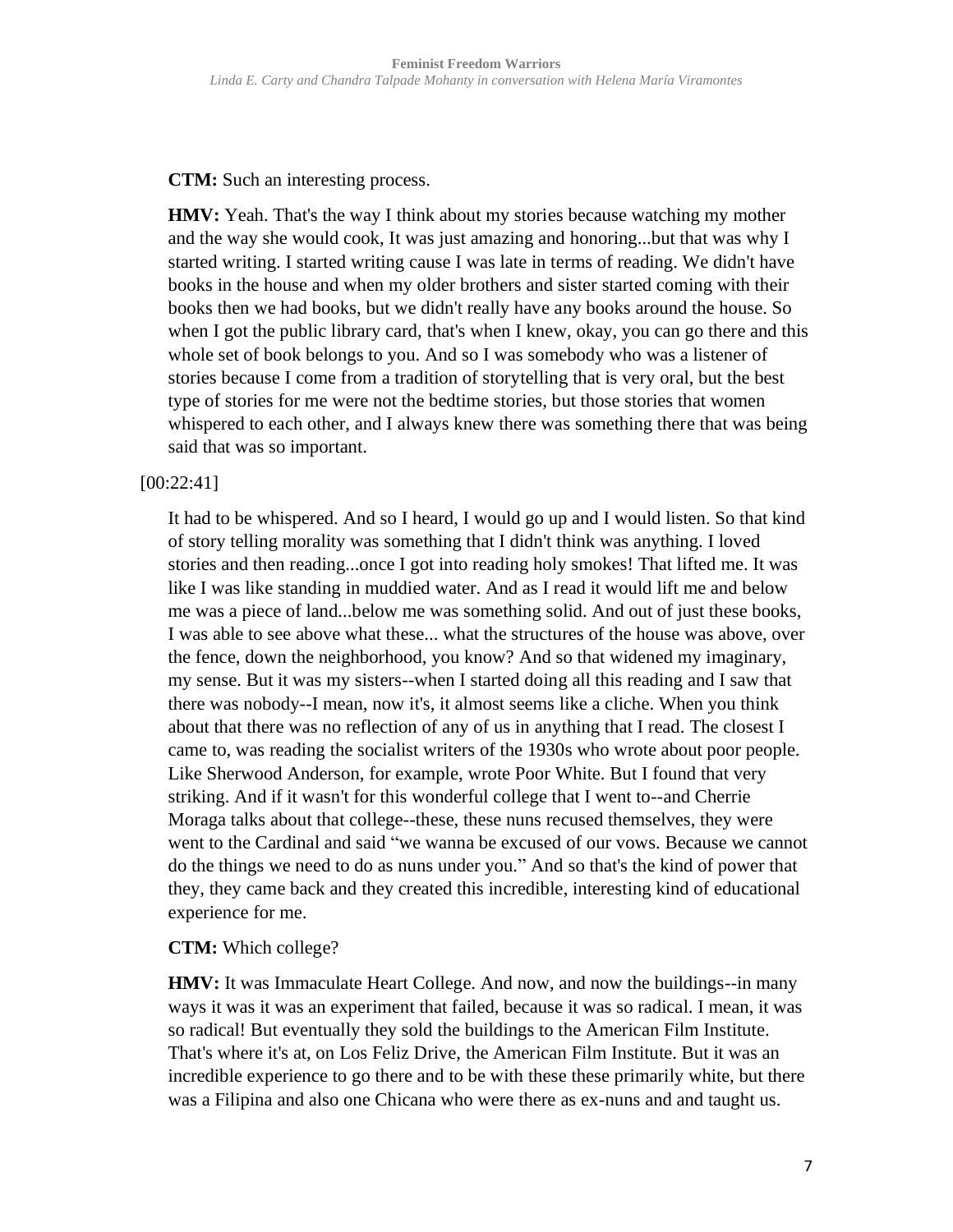**CTM:** Such an interesting process.

**HMV:** Yeah. That's the way I think about my stories because watching my mother and the way she would cook, It was just amazing and honoring...but that was why I started writing. I started writing cause I was late in terms of reading. We didn't have books in the house and when my older brothers and sister started coming with their books then we had books, but we didn't really have any books around the house. So when I got the public library card, that's when I knew, okay, you can go there and this whole set of book belongs to you. And so I was somebody who was a listener of stories because I come from a tradition of storytelling that is very oral, but the best type of stories for me were not the bedtime stories, but those stories that women whispered to each other, and I always knew there was something there that was being said that was so important.

[00:22:41]

It had to be whispered. And so I heard, I would go up and I would listen. So that kind of story telling morality was something that I didn't think was anything. I loved stories and then reading...once I got into reading holy smokes! That lifted me. It was like I was like standing in muddied water. And as I read it would lift me and below me was a piece of land...below me was something solid. And out of just these books, I was able to see above what these... what the structures of the house was above, over the fence, down the neighborhood, you know? And so that widened my imaginary, my sense. But it was my sisters--when I started doing all this reading and I saw that there was nobody--I mean, now it's, it almost seems like a cliche. When you think about that there was no reflection of any of us in anything that I read. The closest I came to, was reading the socialist writers of the 1930s who wrote about poor people. Like Sherwood Anderson, for example, wrote Poor White. But I found that very striking. And if it wasn't for this wonderful college that I went to--and Cherrie Moraga talks about that college--these, these nuns recused themselves, they were went to the Cardinal and said "we wanna be excused of our vows. Because we cannot do the things we need to do as nuns under you." And so that's the kind of power that they, they came back and they created this incredible, interesting kind of educational experience for me.

**CTM:** Which college?

**HMV:** It was Immaculate Heart College. And now, and now the buildings--in many ways it was it was an experiment that failed, because it was so radical. I mean, it was so radical! But eventually they sold the buildings to the American Film Institute. That's where it's at, on Los Feliz Drive, the American Film Institute. But it was an incredible experience to go there and to be with these these primarily white, but there was a Filipina and also one Chicana who were there as ex-nuns and and taught us.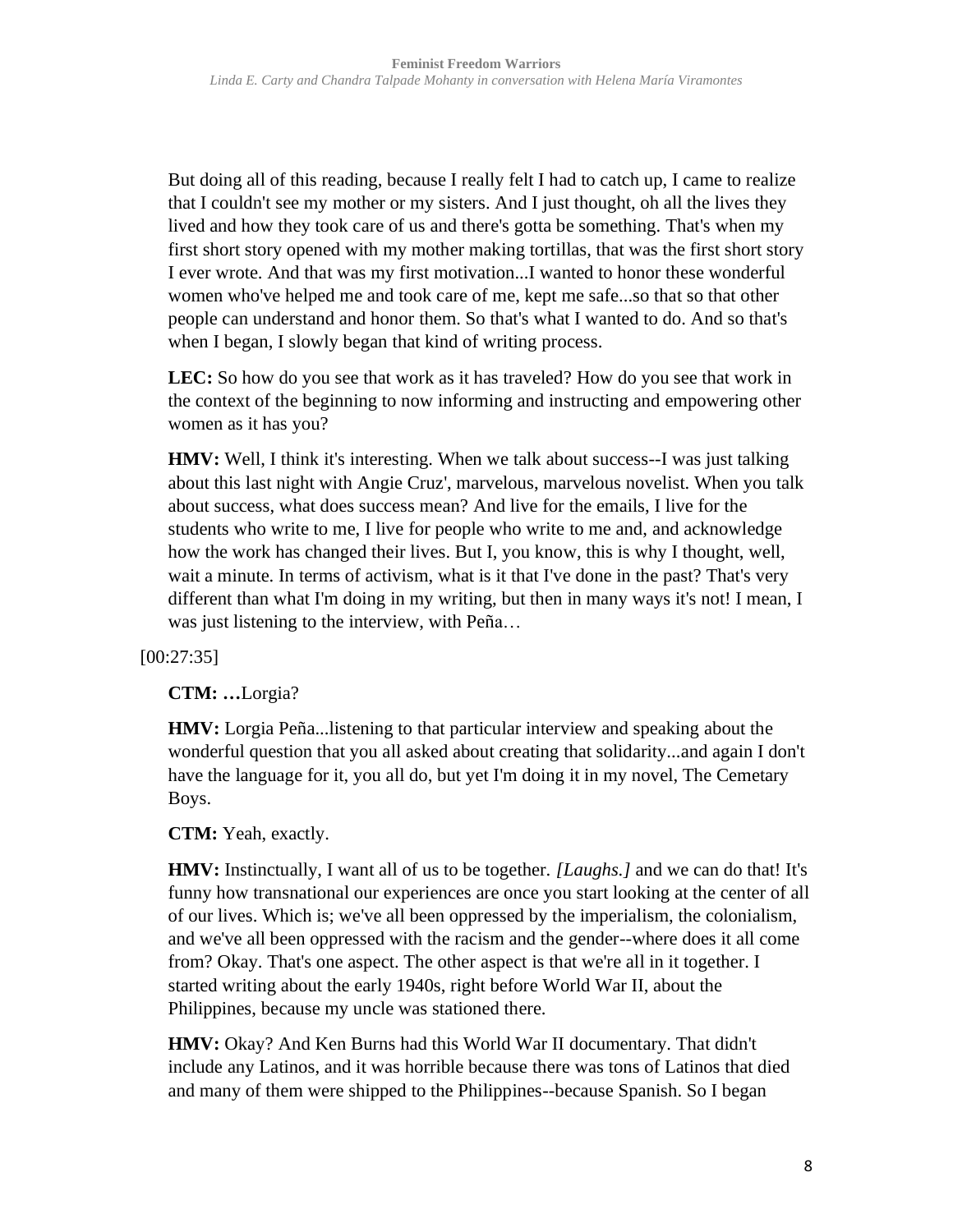But doing all of this reading, because I really felt I had to catch up, I came to realize that I couldn't see my mother or my sisters. And I just thought, oh all the lives they lived and how they took care of us and there's gotta be something. That's when my first short story opened with my mother making tortillas, that was the first short story I ever wrote. And that was my first motivation...I wanted to honor these wonderful women who've helped me and took care of me, kept me safe...so that so that other people can understand and honor them. So that's what I wanted to do. And so that's when I began, I slowly began that kind of writing process.

**LEC:** So how do you see that work as it has traveled? How do you see that work in the context of the beginning to now informing and instructing and empowering other women as it has you?

**HMV:** Well, I think it's interesting. When we talk about success--I was just talking about this last night with Angie Cruz', marvelous, marvelous novelist. When you talk about success, what does success mean? And live for the emails, I live for the students who write to me, I live for people who write to me and, and acknowledge how the work has changed their lives. But I, you know, this is why I thought, well, wait a minute. In terms of activism, what is it that I've done in the past? That's very different than what I'm doing in my writing, but then in many ways it's not! I mean, I was just listening to the interview, with Peña…

[00:27:35]

**CTM: …**Lorgia?

**HMV:** Lorgia Peña...listening to that particular interview and speaking about the wonderful question that you all asked about creating that solidarity...and again I don't have the language for it, you all do, but yet I'm doing it in my novel, The Cemetary Boys.

**CTM:** Yeah, exactly.

**HMV:** Instinctually, I want all of us to be together. *[Laughs.]* and we can do that! It's funny how transnational our experiences are once you start looking at the center of all of our lives. Which is; we've all been oppressed by the imperialism, the colonialism, and we've all been oppressed with the racism and the gender--where does it all come from? Okay. That's one aspect. The other aspect is that we're all in it together. I started writing about the early 1940s, right before World War II, about the Philippines, because my uncle was stationed there.

**HMV:** Okay? And Ken Burns had this World War II documentary. That didn't include any Latinos, and it was horrible because there was tons of Latinos that died and many of them were shipped to the Philippines--because Spanish. So I began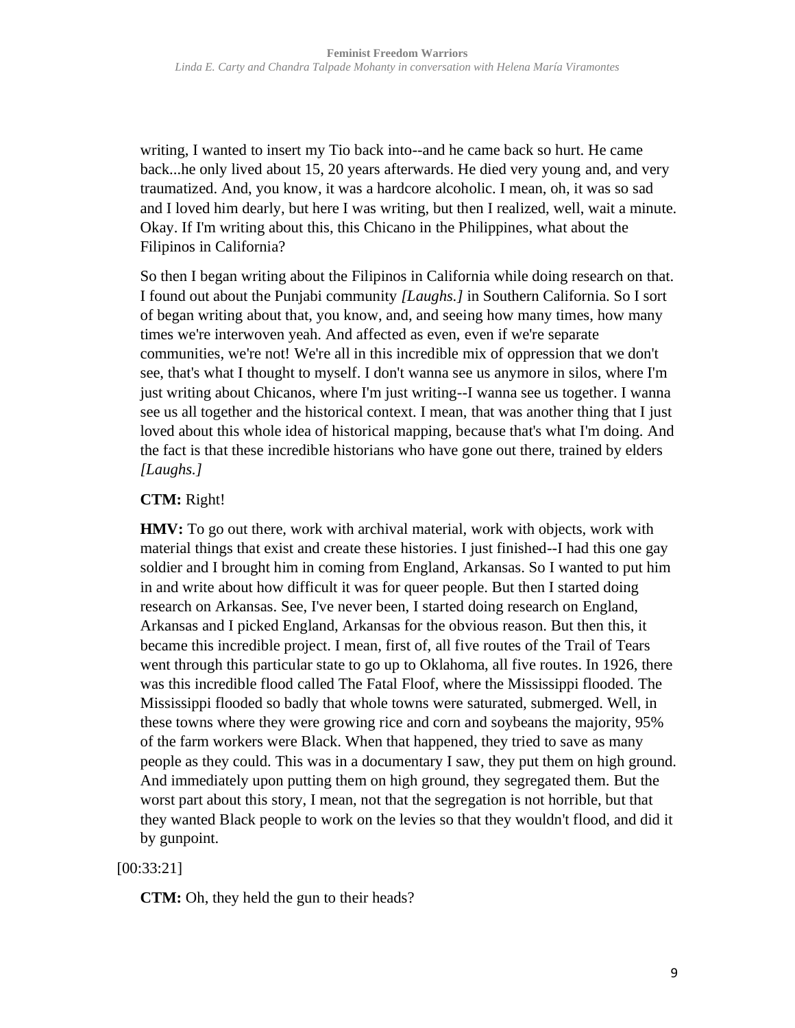writing, I wanted to insert my Tio back into--and he came back so hurt. He came back...he only lived about 15, 20 years afterwards. He died very young and, and very traumatized. And, you know, it was a hardcore alcoholic. I mean, oh, it was so sad and I loved him dearly, but here I was writing, but then I realized, well, wait a minute. Okay. If I'm writing about this, this Chicano in the Philippines, what about the Filipinos in California?

So then I began writing about the Filipinos in California while doing research on that. I found out about the Punjabi community *[Laughs.]* in Southern California. So I sort of began writing about that, you know, and, and seeing how many times, how many times we're interwoven yeah. And affected as even, even if we're separate communities, we're not! We're all in this incredible mix of oppression that we don't see, that's what I thought to myself. I don't wanna see us anymore in silos, where I'm just writing about Chicanos, where I'm just writing--I wanna see us together. I wanna see us all together and the historical context. I mean, that was another thing that I just loved about this whole idea of historical mapping, because that's what I'm doing. And the fact is that these incredible historians who have gone out there, trained by elders *[Laughs.]*

**CTM:** Right!

**HMV:** To go out there, work with archival material, work with objects, work with material things that exist and create these histories. I just finished--I had this one gay soldier and I brought him in coming from England, Arkansas. So I wanted to put him in and write about how difficult it was for queer people. But then I started doing research on Arkansas. See, I've never been, I started doing research on England, Arkansas and I picked England, Arkansas for the obvious reason. But then this, it became this incredible project. I mean, first of, all five routes of the Trail of Tears went through this particular state to go up to Oklahoma, all five routes. In 1926, there was this incredible flood called The Fatal Floof, where the Mississippi flooded. The Mississippi flooded so badly that whole towns were saturated, submerged. Well, in these towns where they were growing rice and corn and soybeans the majority, 95% of the farm workers were Black. When that happened, they tried to save as many people as they could. This was in a documentary I saw, they put them on high ground. And immediately upon putting them on high ground, they segregated them. But the worst part about this story, I mean, not that the segregation is not horrible, but that they wanted Black people to work on the levies so that they wouldn't flood, and did it by gunpoint.

[00:33:21]

**CTM:** Oh, they held the gun to their heads?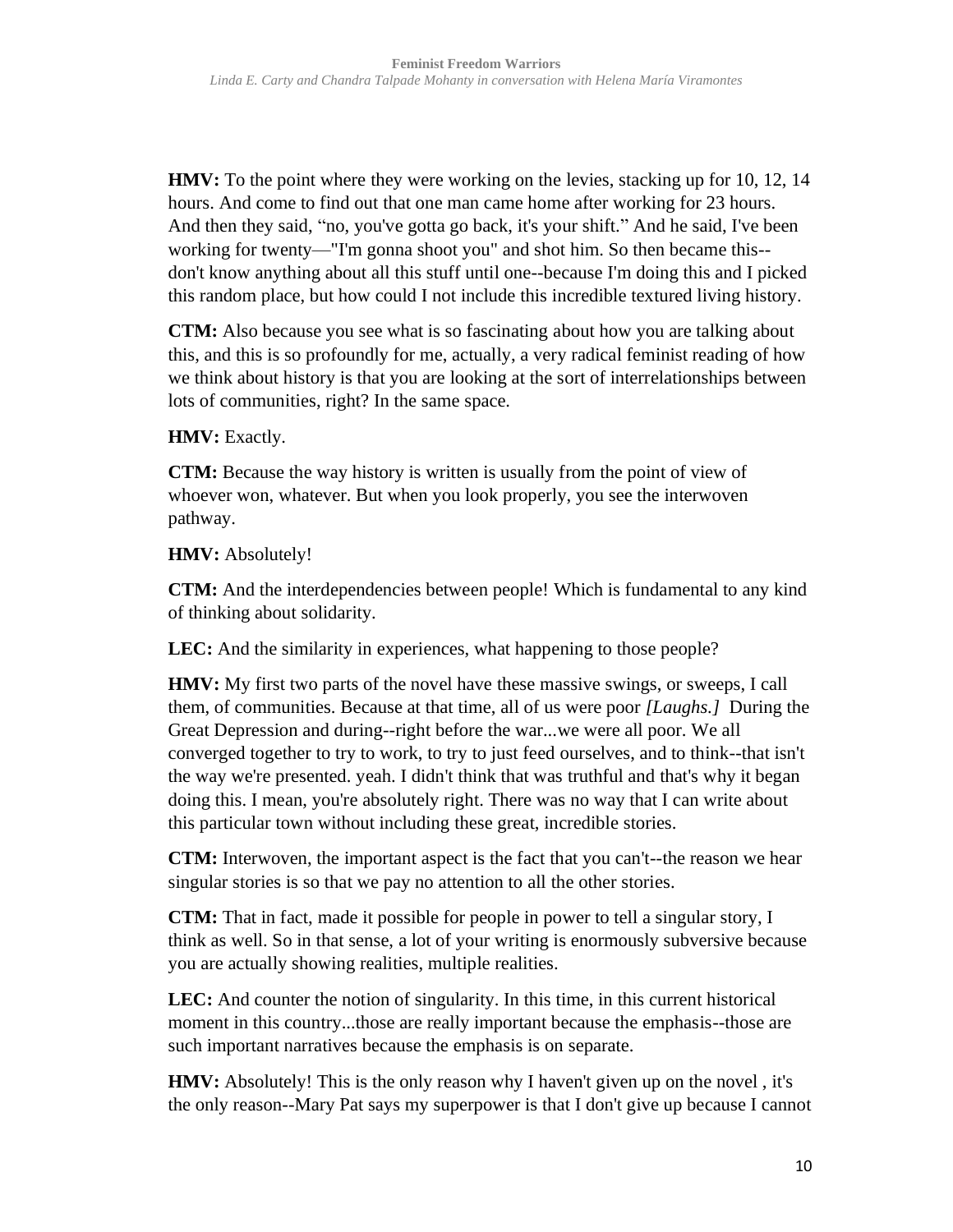**HMV:** To the point where they were working on the levies, stacking up for 10, 12, 14 hours. And come to find out that one man came home after working for 23 hours. And then they said, "no, you've gotta go back, it's your shift." And he said, I've been working for twenty—"I'm gonna shoot you" and shot him. So then became this--don't know anything about all this stuff until one--because I'm doing this and I picked this random place, but how could I not include this incredible textured living history.

**CTM:** Also because you see what is so fascinating about how you are talking about this, and this is so profoundly for me, actually, a very radical feminist reading of how we think about history is that you are looking at the sort of interrelationships between lots of communities, right? In the same space.

**HMV:** Exactly.

**CTM:** Because the way history is written is usually from the point of view of whoever won, whatever. But when you look properly, you see the interwoven pathway.

**HMV:** Absolutely!

**CTM:** And the interdependencies between people! Which is fundamental to any kind of thinking about solidarity.

**LEC:** And the similarity in experiences, what happening to those people?

**HMV:** My first two parts of the novel have these massive swings, or sweeps, I call them, of communities. Because at that time, all of us were poor *[Laughs.]* During the Great Depression and during--right before the war...we were all poor. We all converged together to try to work, to try to just feed ourselves, and to think--that isn't the way we're presented. yeah. I didn't think that was truthful and that's why it began doing this. I mean, you're absolutely right. There was no way that I can write about this particular town without including these great, incredible stories.

**CTM:** Interwoven, the important aspect is the fact that you can't--the reason we hear singular stories is so that we pay no attention to all the other stories.

**CTM:** That in fact, made it possible for people in power to tell a singular story, I think as well. So in that sense, a lot of your writing is enormously subversive because you are actually showing realities, multiple realities.

**LEC:** And counter the notion of singularity. In this time, in this current historical moment in this country...those are really important because the emphasis--those are such important narratives because the emphasis is on separate.

**HMV:** Absolutely! This is the only reason why I haven't given up on the novel , it's the only reason--Mary Pat says my superpower is that I don't give up because I cannot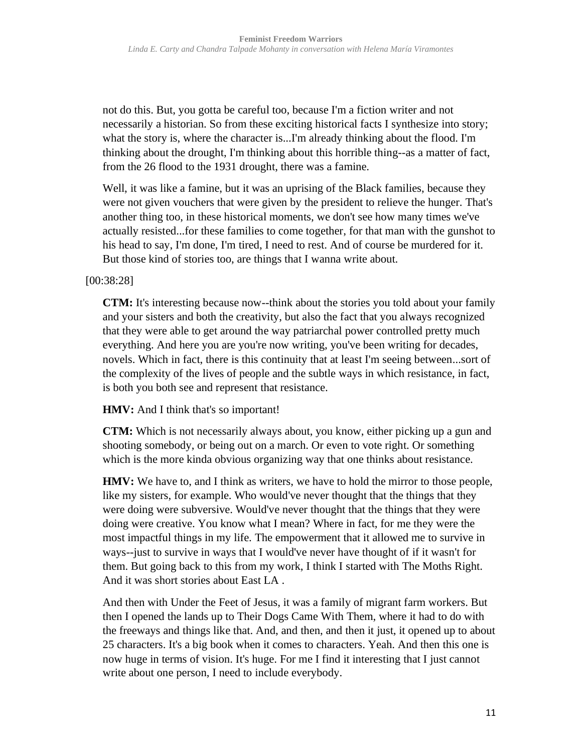not do this. But, you gotta be careful too, because I'm a fiction writer and not necessarily a historian. So from these exciting historical facts I synthesize into story; what the story is, where the character is...I'm already thinking about the flood. I'm thinking about the drought, I'm thinking about this horrible thing--as a matter of fact, from the 26 flood to the 1931 drought, there was a famine.

Well, it was like a famine, but it was an uprising of the Black families, because they were not given vouchers that were given by the president to relieve the hunger. That's another thing too, in these historical moments, we don't see how many times we've actually resisted...for these families to come together, for that man with the gunshot to his head to say, I'm done, I'm tired, I need to rest. And of course be murdered for it. But those kind of stories too, are things that I wanna write about.

[00:38:28]

**CTM:** It's interesting because now--think about the stories you told about your family and your sisters and both the creativity, but also the fact that you always recognized that they were able to get around the way patriarchal power controlled pretty much everything. And here you are you're now writing, you've been writing for decades, novels. Which in fact, there is this continuity that at least I'm seeing between...sort of the complexity of the lives of people and the subtle ways in which resistance, in fact, is both you both see and represent that resistance.

**HMV:** And I think that's so important!

**CTM:** Which is not necessarily always about, you know, either picking up a gun and shooting somebody, or being out on a march. Or even to vote right. Or something which is the more kinda obvious organizing way that one thinks about resistance.

**HMV:** We have to, and I think as writers, we have to hold the mirror to those people, like my sisters, for example. Who would've never thought that the things that they were doing were subversive. Would've never thought that the things that they were doing were creative. You know what I mean? Where in fact, for me they were the most impactful things in my life. The empowerment that it allowed me to survive in ways--just to survive in ways that I would've never have thought of if it wasn't for them. But going back to this from my work, I think I started with The Moths Right. And it was short stories about East LA .

And then with Under the Feet of Jesus, it was a family of migrant farm workers. But then I opened the lands up to Their Dogs Came With Them, where it had to do with the freeways and things like that. And, and then, and then it just, it opened up to about 25 characters. It's a big book when it comes to characters. Yeah. And then this one is now huge in terms of vision. It's huge. For me I find it interesting that I just cannot write about one person, I need to include everybody.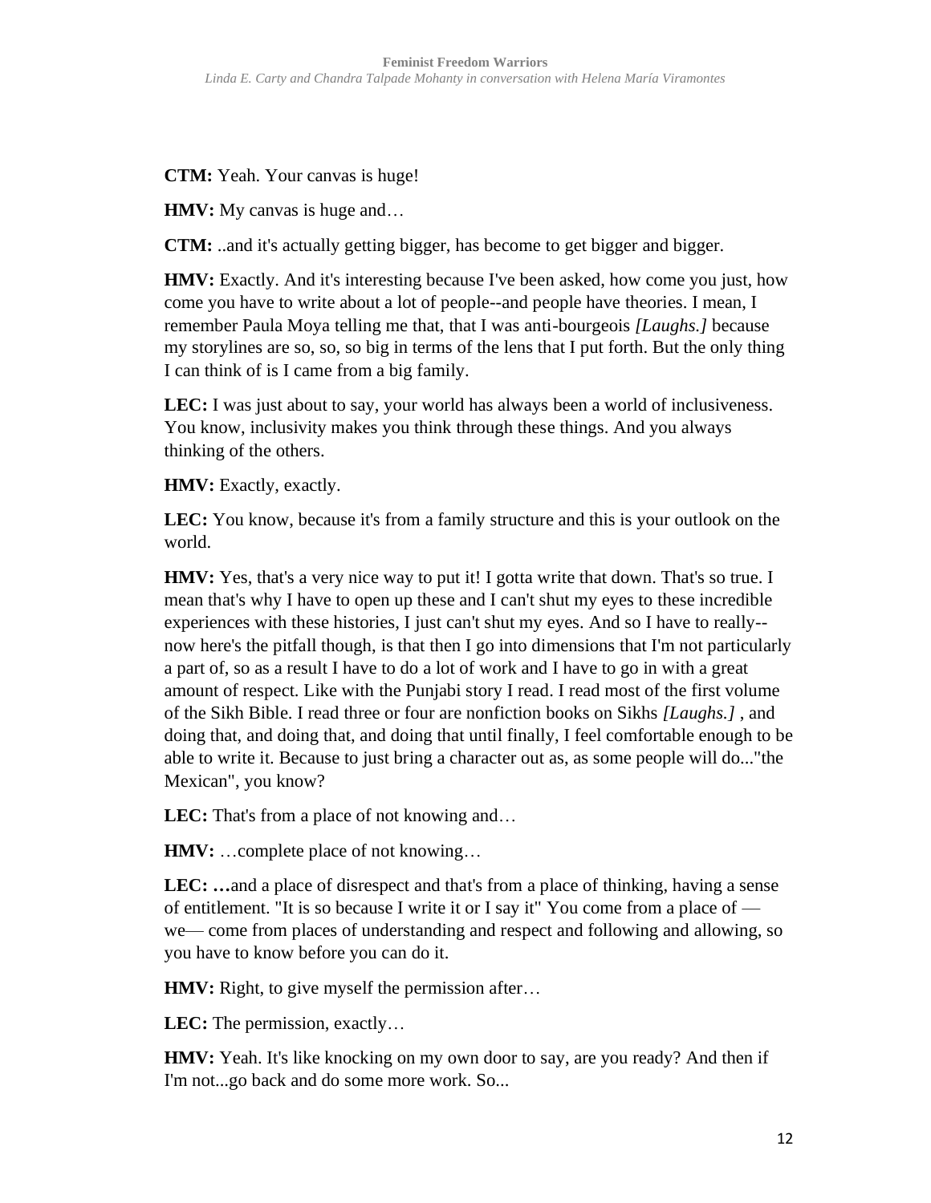**CTM:** Yeah. Your canvas is huge!

**HMV:** My canvas is huge and…

**CTM:** ..and it's actually getting bigger, has become to get bigger and bigger.

**HMV:** Exactly. And it's interesting because I've been asked, how come you just, how come you have to write about a lot of people--and people have theories. I mean, I remember Paula Moya telling me that, that I was anti-bourgeois *[Laughs.]* because my storylines are so, so, so big in terms of the lens that I put forth. But the only thing I can think of is I came from a big family.

**LEC:** I was just about to say, your world has always been a world of inclusiveness. You know, inclusivity makes you think through these things. And you always thinking of the others.

**HMV:** Exactly, exactly.

**LEC:** You know, because it's from a family structure and this is your outlook on the world.

**HMV:** Yes, that's a very nice way to put it! I gotta write that down. That's so true. I mean that's why I have to open up these and I can't shut my eyes to these incredible experiences with these histories, I just can't shut my eyes. And so I have to really--now here's the pitfall though, is that then I go into dimensions that I'm not particularly a part of, so as a result I have to do a lot of work and I have to go in with a great amount of respect. Like with the Punjabi story I read. I read most of the first volume of the Sikh Bible. I read three or four are nonfiction books on Sikhs *[Laughs.]* , and doing that, and doing that, and doing that until finally, I feel comfortable enough to be able to write it. Because to just bring a character out as, as some people will do..."the Mexican", you know?

**LEC:** That's from a place of not knowing and…

**HMV:** …complete place of not knowing…

**LEC: …**and a place of disrespect and that's from a place of thinking, having a sense of entitlement. "It is so because I write it or I say it" You come from a place of —we— come from places of understanding and respect and following and allowing, so you have to know before you can do it.

**HMV:** Right, to give myself the permission after…

**LEC:** The permission, exactly…

**HMV:** Yeah. It's like knocking on my own door to say, are you ready? And then if I'm not...go back and do some more work. So...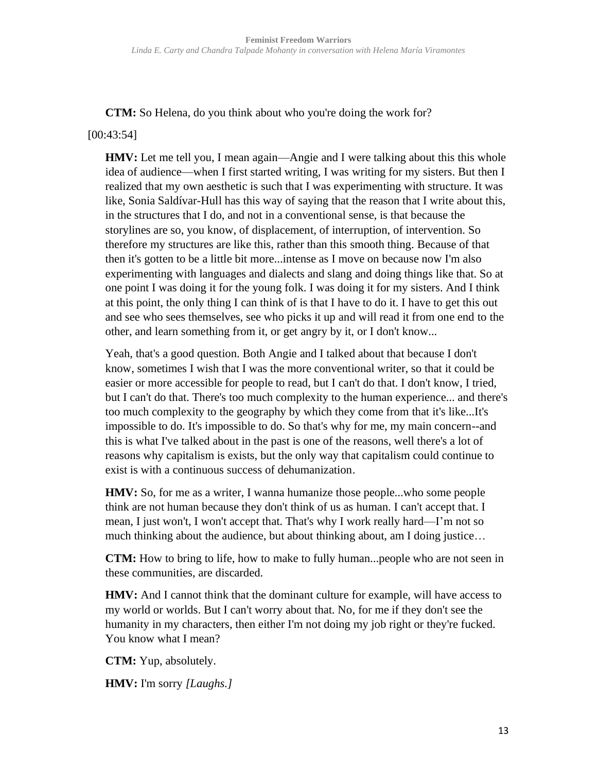**CTM:** So Helena, do you think about who you're doing the work for?

[00:43:54]

**HMV:** Let me tell you, I mean again—Angie and I were talking about this this whole idea of audience—when I first started writing, I was writing for my sisters. But then I realized that my own aesthetic is such that I was experimenting with structure. It was like, Sonia Saldívar-Hull has this way of saying that the reason that I write about this, in the structures that I do, and not in a conventional sense, is that because the storylines are so, you know, of displacement, of interruption, of intervention. So therefore my structures are like this, rather than this smooth thing. Because of that then it's gotten to be a little bit more...intense as I move on because now I'm also experimenting with languages and dialects and slang and doing things like that. So at one point I was doing it for the young folk. I was doing it for my sisters. And I think at this point, the only thing I can think of is that I have to do it. I have to get this out and see who sees themselves, see who picks it up and will read it from one end to the other, and learn something from it, or get angry by it, or I don't know...

Yeah, that's a good question. Both Angie and I talked about that because I don't know, sometimes I wish that I was the more conventional writer, so that it could be easier or more accessible for people to read, but I can't do that. I don't know, I tried, but I can't do that. There's too much complexity to the human experience... and there's too much complexity to the geography by which they come from that it's like...It's impossible to do. It's impossible to do. So that's why for me, my main concern--and this is what I've talked about in the past is one of the reasons, well there's a lot of reasons why capitalism is exists, but the only way that capitalism could continue to exist is with a continuous success of dehumanization.

**HMV:** So, for me as a writer, I wanna humanize those people...who some people think are not human because they don't think of us as human. I can't accept that. I mean, I just won't, I won't accept that. That's why I work really hard—I'm not so much thinking about the audience, but about thinking about, am I doing justice…

**CTM:** How to bring to life, how to make to fully human...people who are not seen in these communities, are discarded.

**HMV:** And I cannot think that the dominant culture for example, will have access to my world or worlds. But I can't worry about that. No, for me if they don't see the humanity in my characters, then either I'm not doing my job right or they're fucked. You know what I mean?

**CTM:** Yup, absolutely.

**HMV:** I'm sorry *[Laughs.]*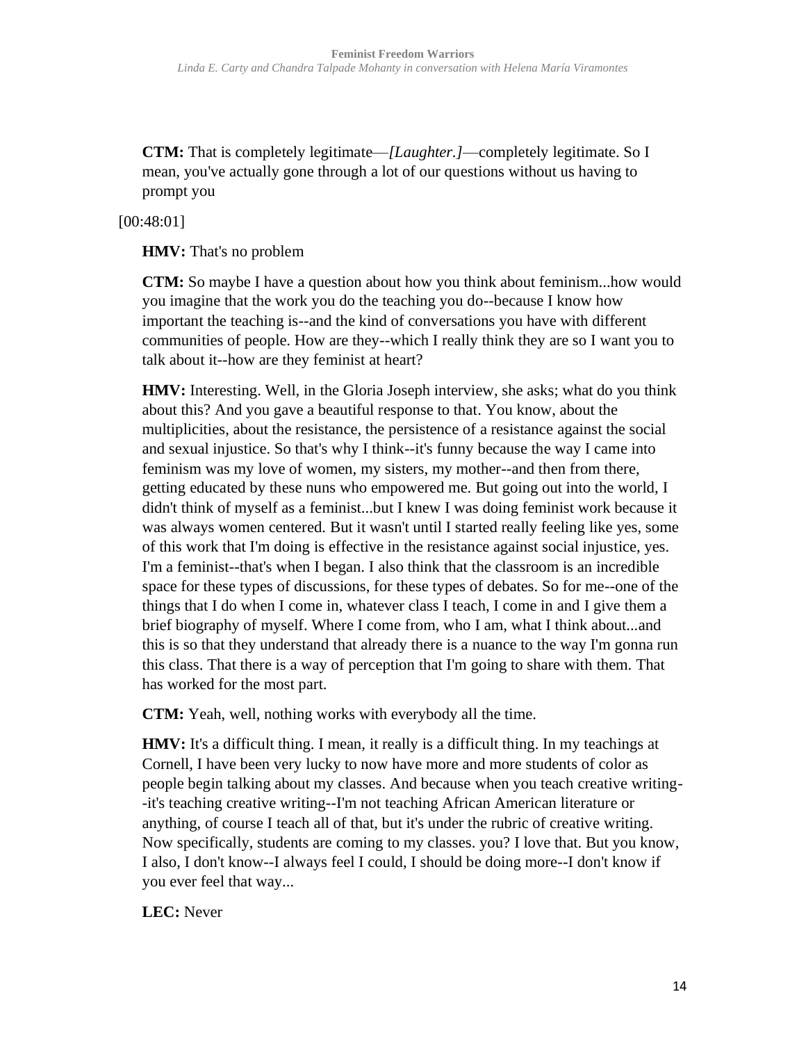**CTM:** That is completely legitimate—*[Laughter.]*—completely legitimate. So I mean, you've actually gone through a lot of our questions without us having to prompt you

[00:48:01]

**HMV:** That's no problem

**CTM:** So maybe I have a question about how you think about feminism...how would you imagine that the work you do the teaching you do--because I know how important the teaching is--and the kind of conversations you have with different communities of people. How are they--which I really think they are so I want you to talk about it--how are they feminist at heart?

**HMV:** Interesting. Well, in the Gloria Joseph interview, she asks; what do you think about this? And you gave a beautiful response to that. You know, about the multiplicities, about the resistance, the persistence of a resistance against the social and sexual injustice. So that's why I think--it's funny because the way I came into feminism was my love of women, my sisters, my mother--and then from there, getting educated by these nuns who empowered me. But going out into the world, I didn't think of myself as a feminist...but I knew I was doing feminist work because it was always women centered. But it wasn't until I started really feeling like yes, some of this work that I'm doing is effective in the resistance against social injustice, yes. I'm a feminist--that's when I began. I also think that the classroom is an incredible space for these types of discussions, for these types of debates. So for me--one of the things that I do when I come in, whatever class I teach, I come in and I give them a brief biography of myself. Where I come from, who I am, what I think about...and this is so that they understand that already there is a nuance to the way I'm gonna run this class. That there is a way of perception that I'm going to share with them. That has worked for the most part.

**CTM:** Yeah, well, nothing works with everybody all the time.

**HMV:** It's a difficult thing. I mean, it really is a difficult thing. In my teachings at Cornell, I have been very lucky to now have more and more students of color as people begin talking about my classes. And because when you teach creative writing--it's teaching creative writing--I'm not teaching African American literature or anything, of course I teach all of that, but it's under the rubric of creative writing. Now specifically, students are coming to my classes. you? I love that. But you know, I also, I don't know--I always feel I could, I should be doing more--I don't know if you ever feel that way...

**LEC:** Never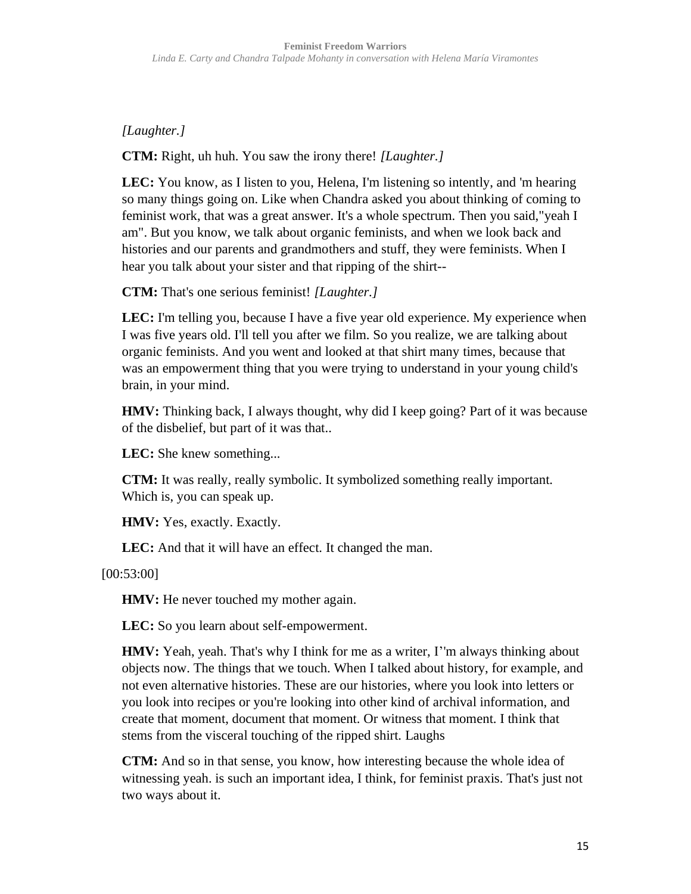*[Laughter.]*

**CTM:** Right, uh huh. You saw the irony there! *[Laughter.]*

**LEC:** You know, as I listen to you, Helena, I'm listening so intently, and 'm hearing so many things going on. Like when Chandra asked you about thinking of coming to feminist work, that was a great answer. It's a whole spectrum. Then you said,"yeah I am". But you know, we talk about organic feminists, and when we look back and histories and our parents and grandmothers and stuff, they were feminists. When I hear you talk about your sister and that ripping of the shirt--

**CTM:** That's one serious feminist! *[Laughter.]*

**LEC:** I'm telling you, because I have a five year old experience. My experience when I was five years old. I'll tell you after we film. So you realize, we are talking about organic feminists. And you went and looked at that shirt many times, because that was an empowerment thing that you were trying to understand in your young child's brain, in your mind.

**HMV:** Thinking back, I always thought, why did I keep going? Part of it was because of the disbelief, but part of it was that..

**LEC:** She knew something...

**CTM:** It was really, really symbolic. It symbolized something really important. Which is, you can speak up.

**HMV:** Yes, exactly. Exactly.

**LEC:** And that it will have an effect. It changed the man.

[00:53:00]

**HMV:** He never touched my mother again.

**LEC:** So you learn about self-empowerment.

**HMV:** Yeah, yeah. That's why I think for me as a writer, I''m always thinking about objects now. The things that we touch. When I talked about history, for example, and not even alternative histories. These are our histories, where you look into letters or you look into recipes or you're looking into other kind of archival information, and create that moment, document that moment. Or witness that moment. I think that stems from the visceral touching of the ripped shirt. Laughs

**CTM:** And so in that sense, you know, how interesting because the whole idea of witnessing yeah. is such an important idea, I think, for feminist praxis. That's just not two ways about it.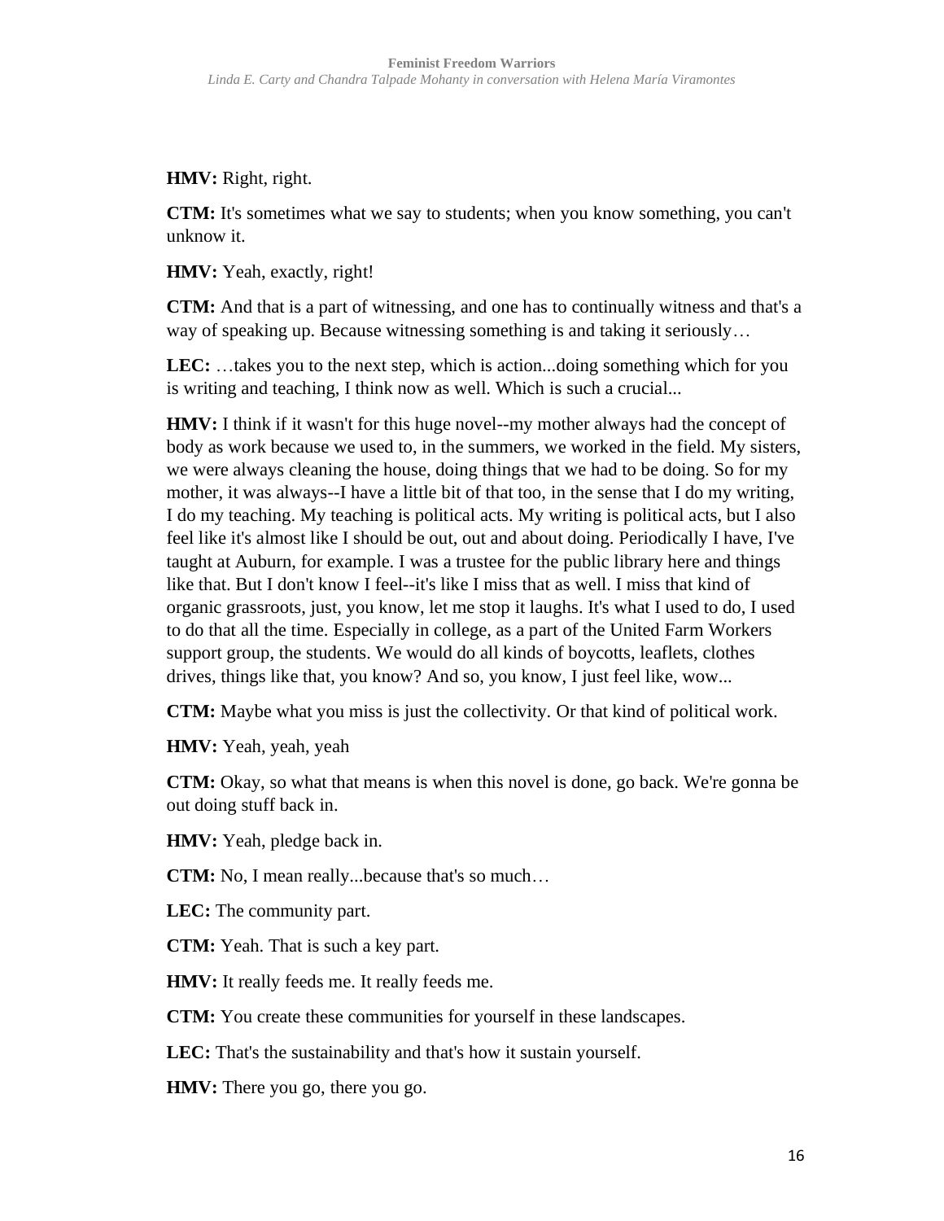**HMV:** Right, right.

**CTM:** It's sometimes what we say to students; when you know something, you can't unknow it.

**HMV:** Yeah, exactly, right!

**CTM:** And that is a part of witnessing, and one has to continually witness and that's a way of speaking up. Because witnessing something is and taking it seriously…

**LEC:** …takes you to the next step, which is action...doing something which for you is writing and teaching, I think now as well. Which is such a crucial...

**HMV:** I think if it wasn't for this huge novel--my mother always had the concept of body as work because we used to, in the summers, we worked in the field. My sisters, we were always cleaning the house, doing things that we had to be doing. So for my mother, it was always--I have a little bit of that too, in the sense that I do my writing, I do my teaching. My teaching is political acts. My writing is political acts, but I also feel like it's almost like I should be out, out and about doing. Periodically I have, I've taught at Auburn, for example. I was a trustee for the public library here and things like that. But I don't know I feel--it's like I miss that as well. I miss that kind of organic grassroots, just, you know, let me stop it laughs. It's what I used to do, I used to do that all the time. Especially in college, as a part of the United Farm Workers support group, the students. We would do all kinds of boycotts, leaflets, clothes drives, things like that, you know? And so, you know, I just feel like, wow...

**CTM:** Maybe what you miss is just the collectivity. Or that kind of political work.

**HMV:** Yeah, yeah, yeah

**CTM:** Okay, so what that means is when this novel is done, go back. We're gonna be out doing stuff back in.

**HMV:** Yeah, pledge back in.

**CTM:** No, I mean really...because that's so much…

**LEC:** The community part.

**CTM:** Yeah. That is such a key part.

**HMV:** It really feeds me. It really feeds me.

**CTM:** You create these communities for yourself in these landscapes.

**LEC:** That's the sustainability and that's how it sustain yourself.

**HMV:** There you go, there you go.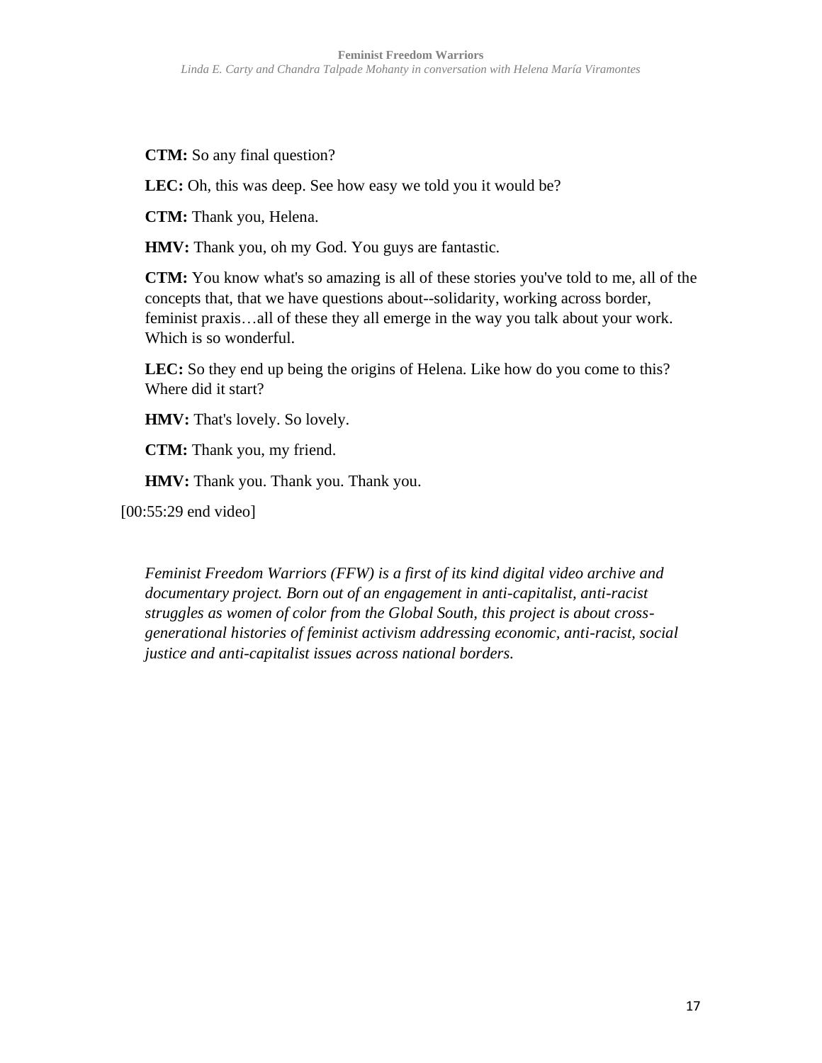**CTM:** So any final question?

**LEC:** Oh, this was deep. See how easy we told you it would be?

**CTM:** Thank you, Helena.

**HMV:** Thank you, oh my God. You guys are fantastic.

**CTM:** You know what's so amazing is all of these stories you've told to me, all of the concepts that, that we have questions about--solidarity, working across border, feminist praxis…all of these they all emerge in the way you talk about your work. Which is so wonderful.

**LEC:** So they end up being the origins of Helena. Like how do you come to this? Where did it start?

**HMV:** That's lovely. So lovely.

**CTM:** Thank you, my friend.

**HMV:** Thank you. Thank you. Thank you.

[00:55:29 end video]

*Feminist Freedom Warriors (FFW) is a first of its kind digital video archive and documentary project. Born out of an engagement in anti-capitalist, anti-racist struggles as women of color from the Global South, this project is about cross-generational histories of feminist activism addressing economic, anti-racist, social justice and anti-capitalist issues across national borders.*